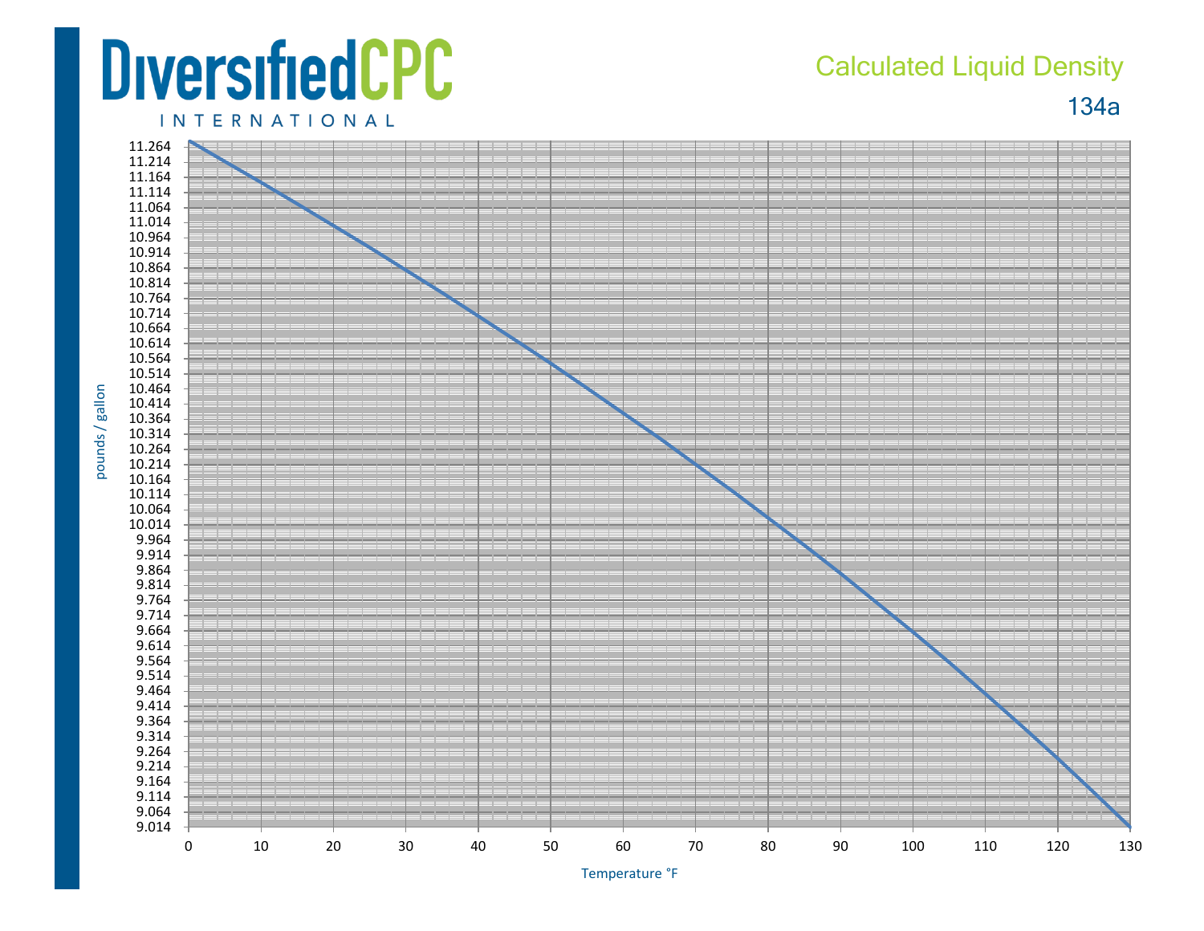# DiversifiedCPC INTERNATIONAL

## Calculated Liquid Density

### 134a

pounds / gallon

11.264
11.214
11.164
11.114
11.064
11.014
10.964
10.914
10.864
10.814
10.764
10.714
10.664
10.614
10.564
10.514
10.464
10.414
10.364
10.314
10.264
10.214
10.164
10.114
10.064
10.014
9.964
9.914
9.864
9.814
9.764
9.714
9.664
9.614
9.564
9.514
9.464
9.414
9.364
9.314
9.264
9.214
9.164
9.114
9.064
9.014

0 10 20 30 40 50 60 70 80 90 100 110 120 130

Temperature °F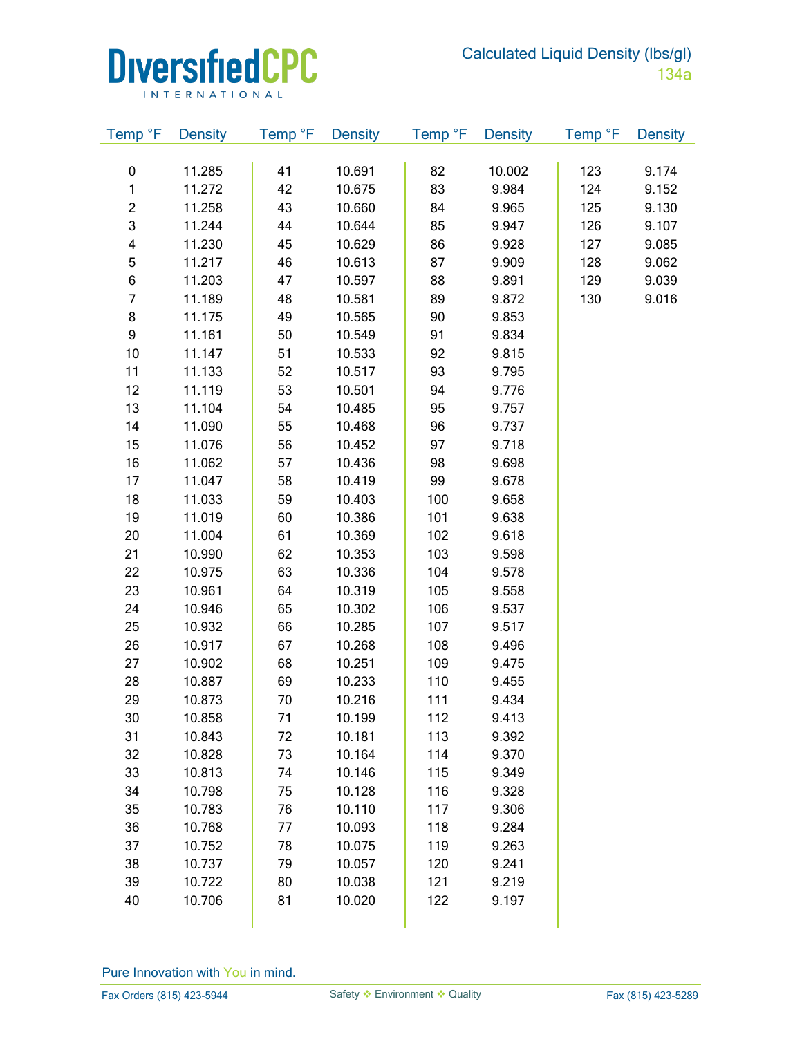DiversifiedCPC INTERNATIONAL

# Calculated Liquid Density (lbs/gl)

## 134a

| Temp °F | Density | Temp °F | Density | Temp °F | Density | Temp °F | Density |
|---|---|---|---|---|---|---|---|
| 0 | 11.285 | 41 | 10.691 | 82 | 10.002 | 123 | 9.174 |
| 1 | 11.272 | 42 | 10.675 | 83 | 9.984 | 124 | 9.152 |
| 2 | 11.258 | 43 | 10.660 | 84 | 9.965 | 125 | 9.130 |
| 3 | 11.244 | 44 | 10.644 | 85 | 9.947 | 126 | 9.107 |
| 4 | 11.230 | 45 | 10.629 | 86 | 9.928 | 127 | 9.085 |
| 5 | 11.217 | 46 | 10.613 | 87 | 9.909 | 128 | 9.062 |
| 6 | 11.203 | 47 | 10.597 | 88 | 9.891 | 129 | 9.039 |
| 7 | 11.189 | 48 | 10.581 | 89 | 9.872 | 130 | 9.016 |
| 8 | 11.175 | 49 | 10.565 | 90 | 9.853 | | |
| 9 | 11.161 | 50 | 10.549 | 91 | 9.834 | | |
| 10 | 11.147 | 51 | 10.533 | 92 | 9.815 | | |
| 11 | 11.133 | 52 | 10.517 | 93 | 9.795 | | |
| 12 | 11.119 | 53 | 10.501 | 94 | 9.776 | | |
| 13 | 11.104 | 54 | 10.485 | 95 | 9.757 | | |
| 14 | 11.090 | 55 | 10.468 | 96 | 9.737 | | |
| 15 | 11.076 | 56 | 10.452 | 97 | 9.718 | | |
| 16 | 11.062 | 57 | 10.436 | 98 | 9.698 | | |
| 17 | 11.047 | 58 | 10.419 | 99 | 9.678 | | |
| 18 | 11.033 | 59 | 10.403 | 100 | 9.658 | | |
| 19 | 11.019 | 60 | 10.386 | 101 | 9.638 | | |
| 20 | 11.004 | 61 | 10.369 | 102 | 9.618 | | |
| 21 | 10.990 | 62 | 10.353 | 103 | 9.598 | | |
| 22 | 10.975 | 63 | 10.336 | 104 | 9.578 | | |
| 23 | 10.961 | 64 | 10.319 | 105 | 9.558 | | |
| 24 | 10.946 | 65 | 10.302 | 106 | 9.537 | | |
| 25 | 10.932 | 66 | 10.285 | 107 | 9.517 | | |
| 26 | 10.917 | 67 | 10.268 | 108 | 9.496 | | |
| 27 | 10.902 | 68 | 10.251 | 109 | 9.475 | | |
| 28 | 10.887 | 69 | 10.233 | 110 | 9.455 | | |
| 29 | 10.873 | 70 | 10.216 | 111 | 9.434 | | |
| 30 | 10.858 | 71 | 10.199 | 112 | 9.413 | | |
| 31 | 10.843 | 72 | 10.181 | 113 | 9.392 | | |
| 32 | 10.828 | 73 | 10.164 | 114 | 9.370 | | |
| 33 | 10.813 | 74 | 10.146 | 115 | 9.349 | | |
| 34 | 10.798 | 75 | 10.128 | 116 | 9.328 | | |
| 35 | 10.783 | 76 | 10.110 | 117 | 9.306 | | |
| 36 | 10.768 | 77 | 10.093 | 118 | 9.284 | | |
| 37 | 10.752 | 78 | 10.075 | 119 | 9.263 | | |
| 38 | 10.737 | 79 | 10.057 | 120 | 9.241 | | |
| 39 | 10.722 | 80 | 10.038 | 121 | 9.219 | | |
| 40 | 10.706 | 81 | 10.020 | 122 | 9.197 | | |

Pure Innovation with You in mind.

Fax Orders (815) 423-5944

Safety ❖ Environment ❖ Quality

Fax (815) 423-5289